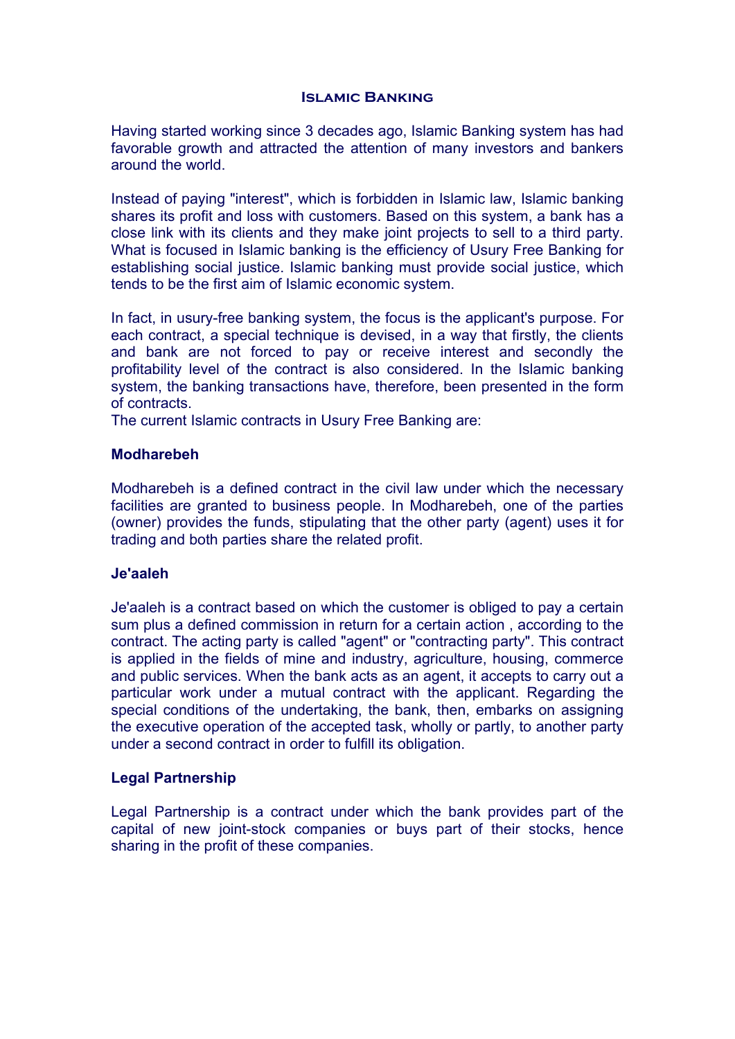# Islamic Banking

Having started working since 3 decades ago, Islamic Banking system has had favorable growth and attracted the attention of many investors and bankers around the world.

Instead of paying "interest", which is forbidden in Islamic law, Islamic banking shares its profit and loss with customers. Based on this system, a bank has a close link with its clients and they make joint projects to sell to a third party. What is focused in Islamic banking is the efficiency of Usury Free Banking for establishing social justice. Islamic banking must provide social justice, which tends to be the first aim of Islamic economic system.

In fact, in usury-free banking system, the focus is the applicant's purpose. For each contract, a special technique is devised, in a way that firstly, the clients and bank are not forced to pay or receive interest and secondly the profitability level of the contract is also considered. In the Islamic banking system, the banking transactions have, therefore, been presented in the form of contracts.
The current Islamic contracts in Usury Free Banking are:

### Modharebeh

Modharebeh is a defined contract in the civil law under which the necessary facilities are granted to business people. In Modharebeh, one of the parties (owner) provides the funds, stipulating that the other party (agent) uses it for trading and both parties share the related profit.

### Je'aaleh

Je'aaleh is a contract based on which the customer is obliged to pay a certain sum plus a defined commission in return for a certain action , according to the contract. The acting party is called "agent" or "contracting party". This contract is applied in the fields of mine and industry, agriculture, housing, commerce and public services. When the bank acts as an agent, it accepts to carry out a particular work under a mutual contract with the applicant. Regarding the special conditions of the undertaking, the bank, then, embarks on assigning the executive operation of the accepted task, wholly or partly, to another party under a second contract in order to fulfill its obligation.

### Legal Partnership

Legal Partnership is a contract under which the bank provides part of the capital of new joint-stock companies or buys part of their stocks, hence sharing in the profit of these companies.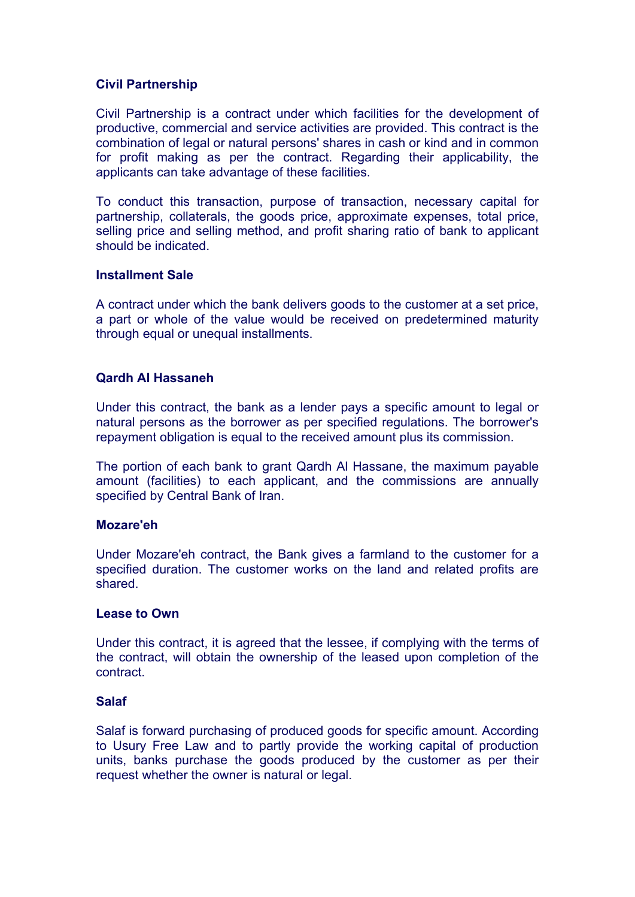### Civil Partnership

Civil Partnership is a contract under which facilities for the development of productive, commercial and service activities are provided. This contract is the combination of legal or natural persons' shares in cash or kind and in common for profit making as per the contract. Regarding their applicability, the applicants can take advantage of these facilities.

To conduct this transaction, purpose of transaction, necessary capital for partnership, collaterals, the goods price, approximate expenses, total price, selling price and selling method, and profit sharing ratio of bank to applicant should be indicated.

### Installment Sale

A contract under which the bank delivers goods to the customer at a set price, a part or whole of the value would be received on predetermined maturity through equal or unequal installments.

### Qardh Al Hassaneh

Under this contract, the bank as a lender pays a specific amount to legal or natural persons as the borrower as per specified regulations. The borrower's repayment obligation is equal to the received amount plus its commission.

The portion of each bank to grant Qardh Al Hassane, the maximum payable amount (facilities) to each applicant, and the commissions are annually specified by Central Bank of Iran.

### Mozare'eh

Under Mozare'eh contract, the Bank gives a farmland to the customer for a specified duration. The customer works on the land and related profits are shared.

### Lease to Own

Under this contract, it is agreed that the lessee, if complying with the terms of the contract, will obtain the ownership of the leased upon completion of the contract.

### Salaf

Salaf is forward purchasing of produced goods for specific amount. According to Usury Free Law and to partly provide the working capital of production units, banks purchase the goods produced by the customer as per their request whether the owner is natural or legal.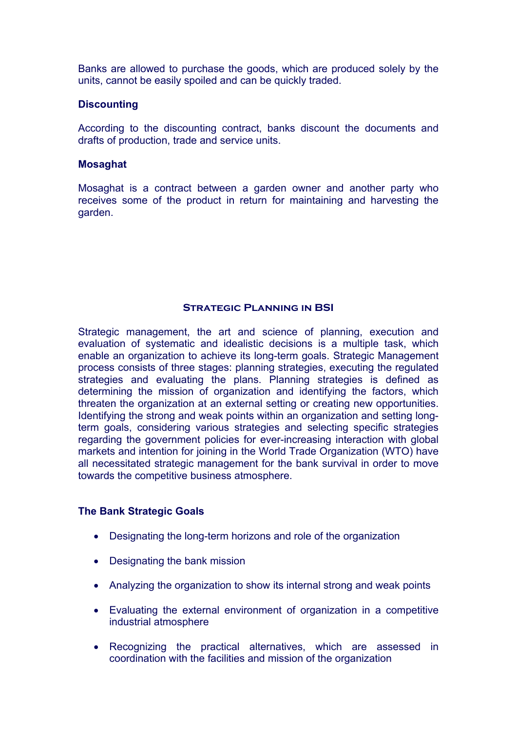Banks are allowed to purchase the goods, which are produced solely by the units, cannot be easily spoiled and can be quickly traded.

**Discounting**

According to the discounting contract, banks discount the documents and drafts of production, trade and service units.

**Mosaghat**

Mosaghat is a contract between a garden owner and another party who receives some of the product in return for maintaining and harvesting the garden.

## Strategic Planning in BSI

Strategic management, the art and science of planning, execution and evaluation of systematic and idealistic decisions is a multiple task, which enable an organization to achieve its long-term goals. Strategic Management process consists of three stages: planning strategies, executing the regulated strategies and evaluating the plans. Planning strategies is defined as determining the mission of organization and identifying the factors, which threaten the organization at an external setting or creating new opportunities. Identifying the strong and weak points within an organization and setting long-term goals, considering various strategies and selecting specific strategies regarding the government policies for ever-increasing interaction with global markets and intention for joining in the World Trade Organization (WTO) have all necessitated strategic management for the bank survival in order to move towards the competitive business atmosphere.

**The Bank Strategic Goals**

- Designating the long-term horizons and role of the organization
- Designating the bank mission
- Analyzing the organization to show its internal strong and weak points
- Evaluating the external environment of organization in a competitive industrial atmosphere
- Recognizing the practical alternatives, which are assessed in coordination with the facilities and mission of the organization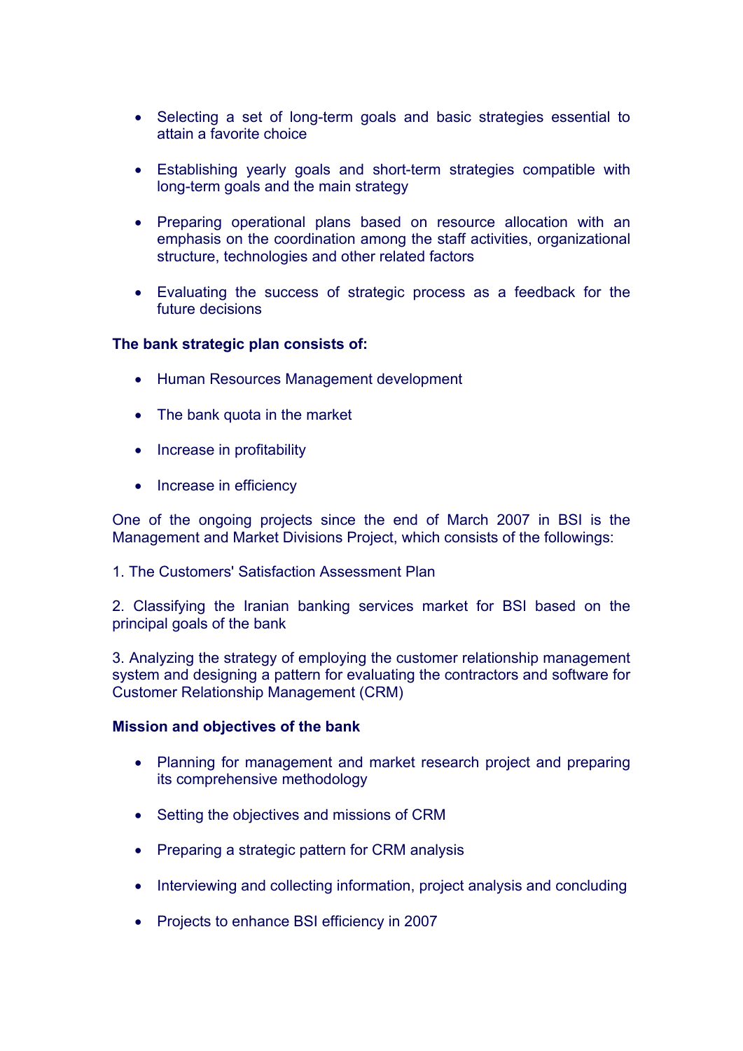- Selecting a set of long-term goals and basic strategies essential to attain a favorite choice

- Establishing yearly goals and short-term strategies compatible with long-term goals and the main strategy

- Preparing operational plans based on resource allocation with an emphasis on the coordination among the staff activities, organizational structure, technologies and other related factors

- Evaluating the success of strategic process as a feedback for the future decisions

**The bank strategic plan consists of:**

- Human Resources Management development

- The bank quota in the market

- Increase in profitability

- Increase in efficiency

One of the ongoing projects since the end of March 2007 in BSI is the Management and Market Divisions Project, which consists of the followings:

1. The Customers' Satisfaction Assessment Plan

2. Classifying the Iranian banking services market for BSI based on the principal goals of the bank

3. Analyzing the strategy of employing the customer relationship management system and designing a pattern for evaluating the contractors and software for Customer Relationship Management (CRM)

**Mission and objectives of the bank**

- Planning for management and market research project and preparing its comprehensive methodology

- Setting the objectives and missions of CRM

- Preparing a strategic pattern for CRM analysis

- Interviewing and collecting information, project analysis and concluding

- Projects to enhance BSI efficiency in 2007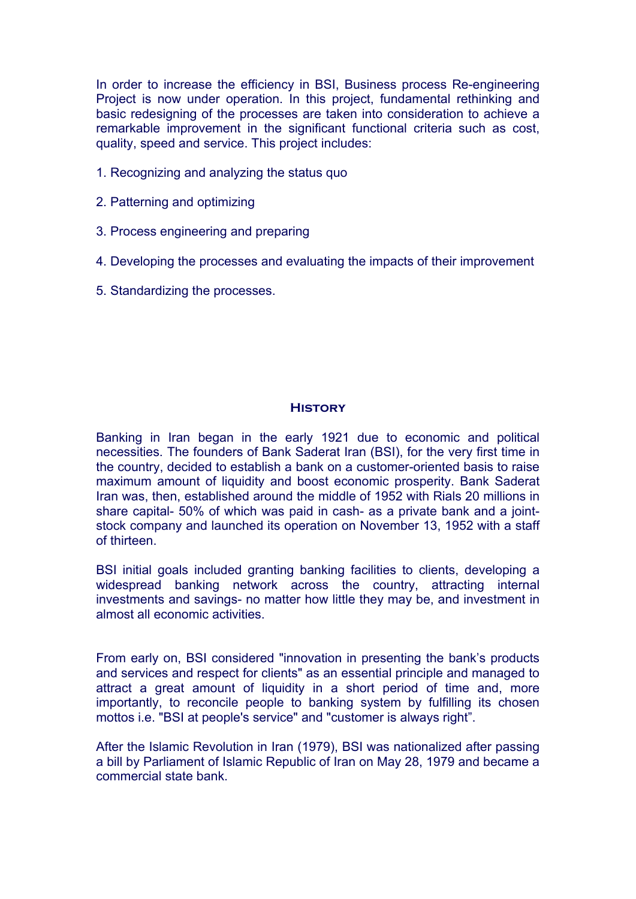In order to increase the efficiency in BSI, Business process Re-engineering Project is now under operation. In this project, fundamental rethinking and basic redesigning of the processes are taken into consideration to achieve a remarkable improvement in the significant functional criteria such as cost, quality, speed and service. This project includes:

1. Recognizing and analyzing the status quo

2. Patterning and optimizing

3. Process engineering and preparing

4. Developing the processes and evaluating the impacts of their improvement

5. Standardizing the processes.

## History

Banking in Iran began in the early 1921 due to economic and political necessities. The founders of Bank Saderat Iran (BSI), for the very first time in the country, decided to establish a bank on a customer-oriented basis to raise maximum amount of liquidity and boost economic prosperity. Bank Saderat Iran was, then, established around the middle of 1952 with Rials 20 millions in share capital- 50% of which was paid in cash- as a private bank and a joint-stock company and launched its operation on November 13, 1952 with a staff of thirteen.

BSI initial goals included granting banking facilities to clients, developing a widespread banking network across the country, attracting internal investments and savings- no matter how little they may be, and investment in almost all economic activities.

From early on, BSI considered "innovation in presenting the bank's products and services and respect for clients" as an essential principle and managed to attract a great amount of liquidity in a short period of time and, more importantly, to reconcile people to banking system by fulfilling its chosen mottos i.e. "BSI at people's service" and "customer is always right".

After the Islamic Revolution in Iran (1979), BSI was nationalized after passing a bill by Parliament of Islamic Republic of Iran on May 28, 1979 and became a commercial state bank.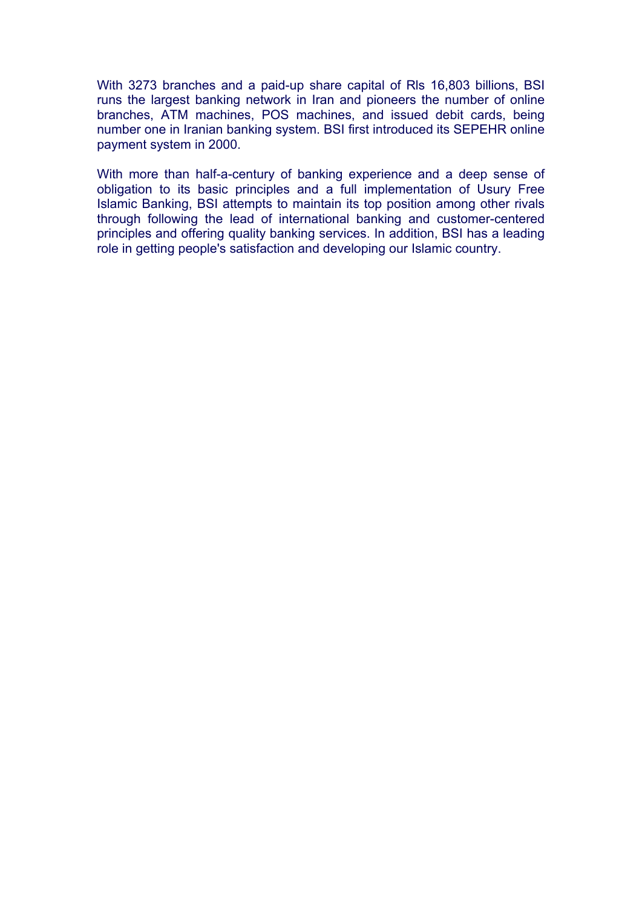With 3273 branches and a paid-up share capital of Rls 16,803 billions, BSI runs the largest banking network in Iran and pioneers the number of online branches, ATM machines, POS machines, and issued debit cards, being number one in Iranian banking system. BSI first introduced its SEPEHR online payment system in 2000.

With more than half-a-century of banking experience and a deep sense of obligation to its basic principles and a full implementation of Usury Free Islamic Banking, BSI attempts to maintain its top position among other rivals through following the lead of international banking and customer-centered principles and offering quality banking services. In addition, BSI has a leading role in getting people's satisfaction and developing our Islamic country.